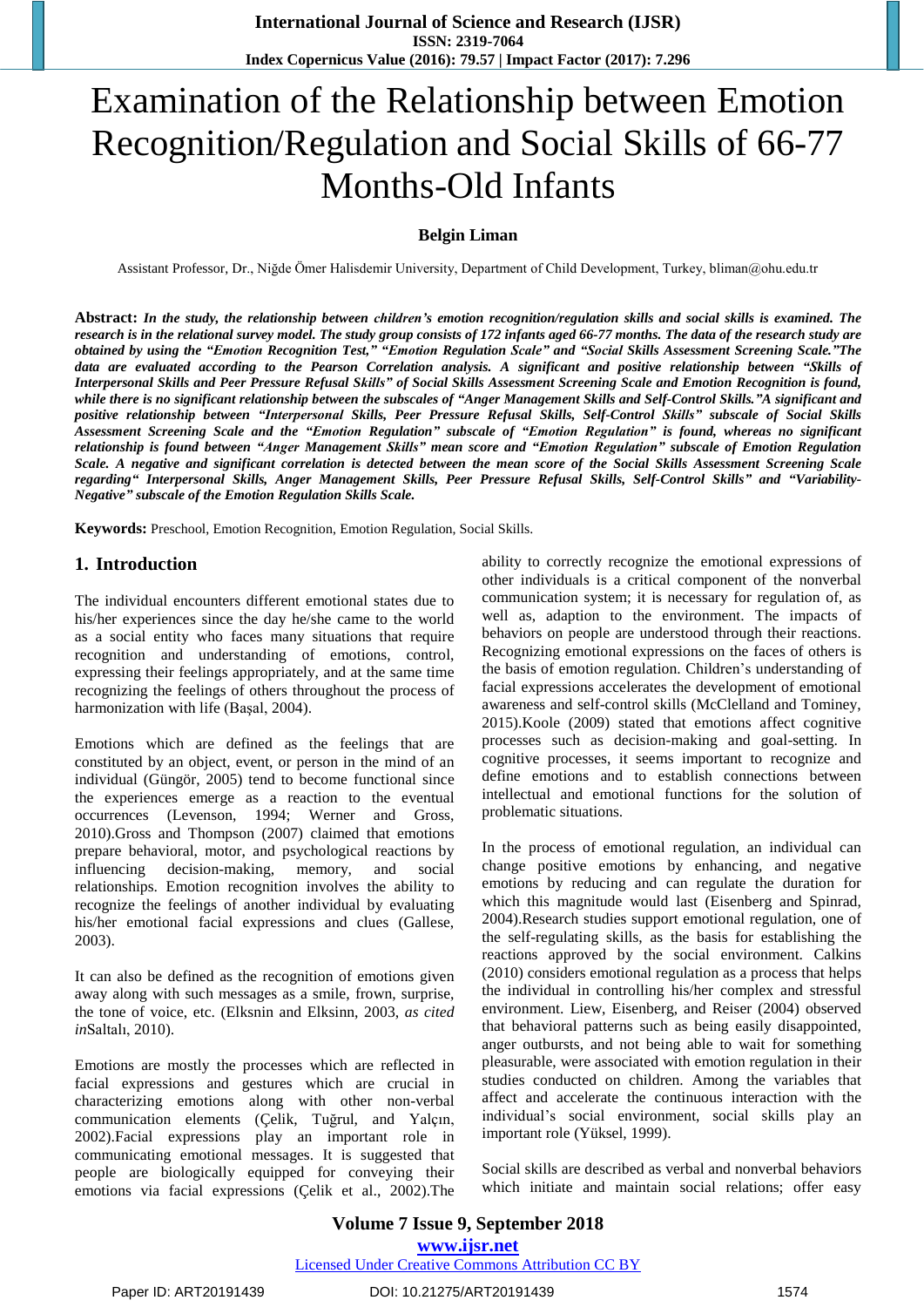# Examination of the Relationship between Emotion Recognition/Regulation and Social Skills of 66-77 Months-Old Infants

**Belgin Liman**

Assistant Professor, Dr., Niğde Ömer Halisdemir University, Department of Child Development, Turkey, bliman@ohu.edu.tr

**Abstract:** ***In the study, the relationship between children's emotion recognition/regulation skills and social skills is examined. The research is in the relational survey model. The study group consists of 172 infants aged 66-77 months. The data of the research study are obtained by using the "Emotion Recognition Test," "Emotion Regulation Scale" and "Social Skills Assessment Screening Scale."The data are evaluated according to the Pearson Correlation analysis. A significant and positive relationship between "Skills of Interpersonal Skills and Peer Pressure Refusal Skills" of Social Skills Assessment Screening Scale and Emotion Recognition is found, while there is no significant relationship between the subscales of "Anger Management Skills and Self-Control Skills."A significant and positive relationship between "Interpersonal Skills, Peer Pressure Refusal Skills, Self-Control Skills" subscale of Social Skills Assessment Screening Scale and the "Emotion Regulation" subscale of "Emotion Regulation" is found, whereas no significant relationship is found between "Anger Management Skills" mean score and "Emotion Regulation" subscale of Emotion Regulation Scale. A negative and significant correlation is detected between the mean score of the Social Skills Assessment Screening Scale regarding" Interpersonal Skills, Anger Management Skills, Peer Pressure Refusal Skills, Self-Control Skills" and "Variability-Negative" subscale of the Emotion Regulation Skills Scale.***

**Keywords:** Preschool, Emotion Recognition, Emotion Regulation, Social Skills.

## 1. Introduction

The individual encounters different emotional states due to his/her experiences since the day he/she came to the world as a social entity who faces many situations that require recognition and understanding of emotions, control, expressing their feelings appropriately, and at the same time recognizing the feelings of others throughout the process of harmonization with life (Başal, 2004).

Emotions which are defined as the feelings that are constituted by an object, event, or person in the mind of an individual (Güngör, 2005) tend to become functional since the experiences emerge as a reaction to the eventual occurrences (Levenson, 1994; Werner and Gross, 2010).Gross and Thompson (2007) claimed that emotions prepare behavioral, motor, and psychological reactions by influencing decision-making, memory, and social relationships. Emotion recognition involves the ability to recognize the feelings of another individual by evaluating his/her emotional facial expressions and clues (Gallese, 2003).

It can also be defined as the recognition of emotions given away along with such messages as a smile, frown, surprise, the tone of voice, etc. (Elksnin and Elksinn, 2003, *as cited in*Saltalı, 2010).

Emotions are mostly the processes which are reflected in facial expressions and gestures which are crucial in characterizing emotions along with other non-verbal communication elements (Çelik, Tuğrul, and Yalçın, 2002).Facial expressions play an important role in communicating emotional messages. It is suggested that people are biologically equipped for conveying their emotions via facial expressions (Çelik et al., 2002).The ability to correctly recognize the emotional expressions of other individuals is a critical component of the nonverbal communication system; it is necessary for regulation of, as well as, adaption to the environment. The impacts of behaviors on people are understood through their reactions. Recognizing emotional expressions on the faces of others is the basis of emotion regulation. Children's understanding of facial expressions accelerates the development of emotional awareness and self-control skills (McClelland and Tominey, 2015).Koole (2009) stated that emotions affect cognitive processes such as decision-making and goal-setting. In cognitive processes, it seems important to recognize and define emotions and to establish connections between intellectual and emotional functions for the solution of problematic situations.

In the process of emotional regulation, an individual can change positive emotions by enhancing, and negative emotions by reducing and can regulate the duration for which this magnitude would last (Eisenberg and Spinrad, 2004).Research studies support emotional regulation, one of the self-regulating skills, as the basis for establishing the reactions approved by the social environment. Calkins (2010) considers emotional regulation as a process that helps the individual in controlling his/her complex and stressful environment. Liew, Eisenberg, and Reiser (2004) observed that behavioral patterns such as being easily disappointed, anger outbursts, and not being able to wait for something pleasurable, were associated with emotion regulation in their studies conducted on children. Among the variables that affect and accelerate the continuous interaction with the individual's social environment, social skills play an important role (Yüksel, 1999).

Social skills are described as verbal and nonverbal behaviors which initiate and maintain social relations; offer easy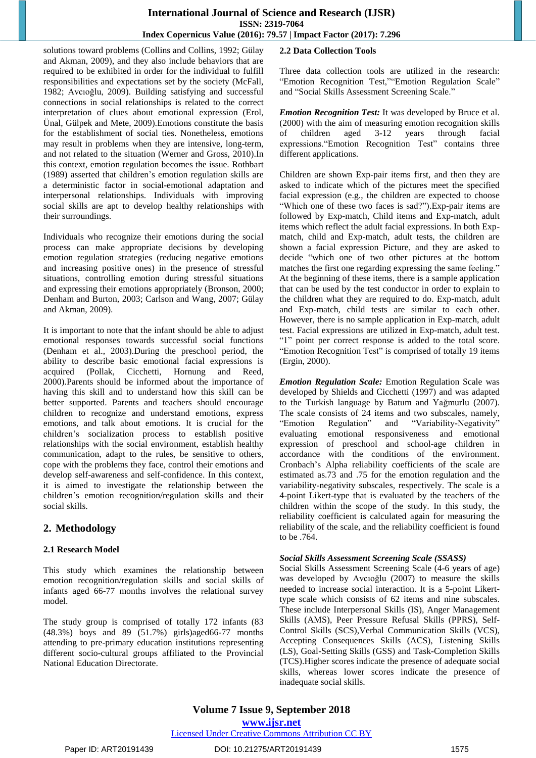solutions toward problems (Collins and Collins, 1992; Gülay and Akman, 2009), and they also include behaviors that are required to be exhibited in order for the individual to fulfill responsibilities and expectations set by the society (McFall, 1982; Avcıoğlu, 2009). Building satisfying and successful connections in social relationships is related to the correct interpretation of clues about emotional expression (Erol, Ünal, Gülpek and Mete, 2009).Emotions constitute the basis for the establishment of social ties. Nonetheless, emotions may result in problems when they are intensive, long-term, and not related to the situation (Werner and Gross, 2010).In this context, emotion regulation becomes the issue. Rothbart (1989) asserted that children's emotion regulation skills are a deterministic factor in social-emotional adaptation and interpersonal relationships. Individuals with improving social skills are apt to develop healthy relationships with their surroundings.

Individuals who recognize their emotions during the social process can make appropriate decisions by developing emotion regulation strategies (reducing negative emotions and increasing positive ones) in the presence of stressful situations, controlling emotion during stressful situations and expressing their emotions appropriately (Bronson, 2000; Denham and Burton, 2003; Carlson and Wang, 2007; Gülay and Akman, 2009).

It is important to note that the infant should be able to adjust emotional responses towards successful social functions (Denham et al., 2003).During the preschool period, the ability to describe basic emotional facial expressions is acquired (Pollak, Cicchetti, Hornung and Reed, 2000).Parents should be informed about the importance of having this skill and to understand how this skill can be better supported. Parents and teachers should encourage children to recognize and understand emotions, express emotions, and talk about emotions. It is crucial for the children's socialization process to establish positive relationships with the social environment, establish healthy communication, adapt to the rules, be sensitive to others, cope with the problems they face, control their emotions and develop self-awareness and self-confidence. In this context, it is aimed to investigate the relationship between the children's emotion recognition/regulation skills and their social skills.

## 2. Methodology

### 2.1 Research Model

This study which examines the relationship between emotion recognition/regulation skills and social skills of infants aged 66-77 months involves the relational survey model.

The study group is comprised of totally 172 infants (83 (48.3%) boys and 89 (51.7%) girls)aged66-77 months attending to pre-primary education institutions representing different socio-cultural groups affiliated to the Provincial National Education Directorate.

### 2.2 Data Collection Tools

Three data collection tools are utilized in the research: "Emotion Recognition Test,""Emotion Regulation Scale" and "Social Skills Assessment Screening Scale."

***Emotion Recognition Test:*** It was developed by Bruce et al. (2000) with the aim of measuring emotion recognition skills of children aged 3-12 years through facial expressions."Emotion Recognition Test" contains three different applications.

Children are shown Exp-pair items first, and then they are asked to indicate which of the pictures meet the specified facial expression (e.g., the children are expected to choose "Which one of these two faces is sad?").Exp-pair items are followed by Exp-match, Child items and Exp-match, adult items which reflect the adult facial expressions. In both Exp-match, child and Exp-match, adult tests, the children are shown a facial expression Picture, and they are asked to decide "which one of two other pictures at the bottom matches the first one regarding expressing the same feeling." At the beginning of these items, there is a sample application that can be used by the test conductor in order to explain to the children what they are required to do. Exp-match, adult and Exp-match, child tests are similar to each other. However, there is no sample application in Exp-match, adult test. Facial expressions are utilized in Exp-match, adult test. "1" point per correct response is added to the total score. "Emotion Recognition Test" is comprised of totally 19 items (Ergin, 2000).

***Emotion Regulation Scale:*** Emotion Regulation Scale was developed by Shields and Cicchetti (1997) and was adapted to the Turkish language by Batum and Yağmurlu (2007). The scale consists of 24 items and two subscales, namely, "Emotion Regulation" and "Variability-Negativity" evaluating emotional responsiveness and emotional expression of preschool and school-age children in accordance with the conditions of the environment. Cronbach's Alpha reliability coefficients of the scale are estimated as.73 and .75 for the emotion regulation and the variability-negativity subscales, respectively. The scale is a 4-point Likert-type that is evaluated by the teachers of the children within the scope of the study. In this study, the reliability coefficient is calculated again for measuring the reliability of the scale, and the reliability coefficient is found to be .764.

***Social Skills Assessment Screening Scale (SSASS)***

Social Skills Assessment Screening Scale (4-6 years of age) was developed by Avcıoğlu (2007) to measure the skills needed to increase social interaction. It is a 5-point Likert-type scale which consists of 62 items and nine subscales. These include Interpersonal Skills (IS), Anger Management Skills (AMS), Peer Pressure Refusal Skills (PPRS), Self-Control Skills (SCS),Verbal Communication Skills (VCS), Accepting Consequences Skills (ACS), Listening Skills (LS), Goal-Setting Skills (GSS) and Task-Completion Skills (TCS).Higher scores indicate the presence of adequate social skills, whereas lower scores indicate the presence of inadequate social skills.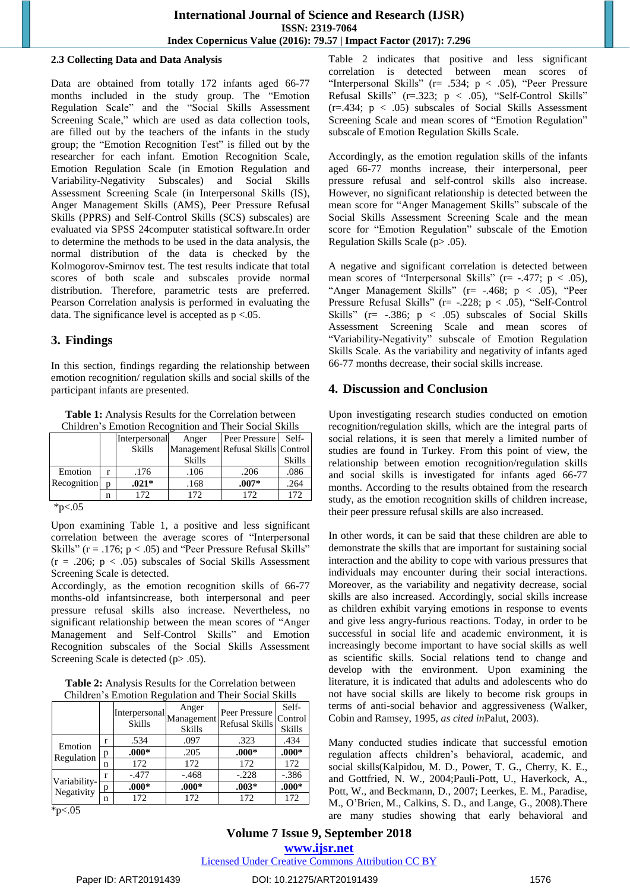### 2.3 Collecting Data and Data Analysis

Data are obtained from totally 172 infants aged 66-77 months included in the study group. The "Emotion Regulation Scale" and the "Social Skills Assessment Screening Scale," which are used as data collection tools, are filled out by the teachers of the infants in the study group; the "Emotion Recognition Test" is filled out by the researcher for each infant. Emotion Recognition Scale, Emotion Regulation Scale (in Emotion Regulation and Variability-Negativity Subscales) and Social Skills Assessment Screening Scale (in Interpersonal Skills (IS), Anger Management Skills (AMS), Peer Pressure Refusal Skills (PPRS) and Self-Control Skills (SCS) subscales) are evaluated via SPSS 24computer statistical software.In order to determine the methods to be used in the data analysis, the normal distribution of the data is checked by the Kolmogorov-Smirnov test. The test results indicate that total scores of both scale and subscales provide normal distribution. Therefore, parametric tests are preferred. Pearson Correlation analysis is performed in evaluating the data. The significance level is accepted as $p < .05$.

## 3. Findings

In this section, findings regarding the relationship between emotion recognition/ regulation skills and social skills of the participant infants are presented.

**Table 1:** Analysis Results for the Correlation between Children's Emotion Recognition and Their Social Skills

| | | Interpersonal Skills | Anger Management Skills | Peer Pressure Refusal Skills | Self-Control Skills |
|---|---|---|---|---|---|
| Emotion Recognition | r | .176 | .106 | .206 | .086 |
| | p | **.021*** | .168 | **.007*** | .264 |
| | n | 172 | 172 | 172 | 172 |

*p<.05

Upon examining Table 1, a positive and less significant correlation between the average scores of "Interpersonal Skills" ($r = .176$; $p < .05$) and "Peer Pressure Refusal Skills" ($r = .206$; $p < .05$) subscales of Social Skills Assessment Screening Scale is detected.

Accordingly, as the emotion recognition skills of 66-77 months-old infantsincrease, both interpersonal and peer pressure refusal skills also increase. Nevertheless, no significant relationship between the mean scores of "Anger Management and Self-Control Skills" and Emotion Recognition subscales of the Social Skills Assessment Screening Scale is detected ($p > .05$).

**Table 2:** Analysis Results for the Correlation between Children's Emotion Regulation and Their Social Skills

| | | Interpersonal Skills | Anger Management Skills | Peer Pressure Refusal Skills | Self-Control Skills |
|---|---|---|---|---|---|
| Emotion Regulation | r | .534 | .097 | .323 | .434 |
| | p | **.000*** | .205 | **.000*** | **.000*** |
| | n | 172 | 172 | 172 | 172 |
| Variability-Negativity | r | -.477 | -.468 | -.228 | -.386 |
| | p | **.000*** | **.000*** | **.003*** | **.000*** |
| | n | 172 | 172 | 172 | 172 |

*p<.05

Table 2 indicates that positive and less significant correlation is detected between mean scores of "Interpersonal Skills" ($r = .534$; $p < .05$), "Peer Pressure Refusal Skills" ($r = .323$; $p < .05$), "Self-Control Skills" ($r = .434$; $p < .05$) subscales of Social Skills Assessment Screening Scale and mean scores of "Emotion Regulation" subscale of Emotion Regulation Skills Scale.

Accordingly, as the emotion regulation skills of the infants aged 66-77 months increase, their interpersonal, peer pressure refusal and self-control skills also increase. However, no significant relationship is detected between the mean score for "Anger Management Skills" subscale of the Social Skills Assessment Screening Scale and the mean score for "Emotion Regulation" subscale of the Emotion Regulation Skills Scale ($p > .05$).

A negative and significant correlation is detected between mean scores of "Interpersonal Skills" ($r = -.477$; $p < .05$), "Anger Management Skills" ($r = -.468$; $p < .05$), "Peer Pressure Refusal Skills" ($r = -.228$; $p < .05$), "Self-Control Skills" ($r = -.386$; $p < .05$) subscales of Social Skills Assessment Screening Scale and mean scores of "Variability-Negativity" subscale of Emotion Regulation Skills Scale. As the variability and negativity of infants aged 66-77 months decrease, their social skills increase.

## 4. Discussion and Conclusion

Upon investigating research studies conducted on emotion recognition/regulation skills, which are the integral parts of social relations, it is seen that merely a limited number of studies are found in Turkey. From this point of view, the relationship between emotion recognition/regulation skills and social skills is investigated for infants aged 66-77 months. According to the results obtained from the research study, as the emotion recognition skills of children increase, their peer pressure refusal skills are also increased.

In other words, it can be said that these children are able to demonstrate the skills that are important for sustaining social interaction and the ability to cope with various pressures that individuals may encounter during their social interactions. Moreover, as the variability and negativity decrease, social skills are also increased. Accordingly, social skills increase as children exhibit varying emotions in response to events and give less angry-furious reactions. Today, in order to be successful in social life and academic environment, it is increasingly become important to have social skills as well as scientific skills. Social relations tend to change and develop with the environment. Upon examining the literature, it is indicated that adults and adolescents who do not have social skills are likely to become risk groups in terms of anti-social behavior and aggressiveness (Walker, Cobin and Ramsey, 1995, *as cited in*Palut, 2003).

Many conducted studies indicate that successful emotion regulation affects children's behavioral, academic, and social skills(Kalpidou, M. D., Power, T. G., Cherry, K. E., and Gottfried, N. W., 2004;Pauli-Pott, U., Haverkock, A., Pott, W., and Beckmann, D., 2007; Leerkes, E. M., Paradise, M., O'Brien, M., Calkins, S. D., and Lange, G., 2008).There are many studies showing that early behavioral and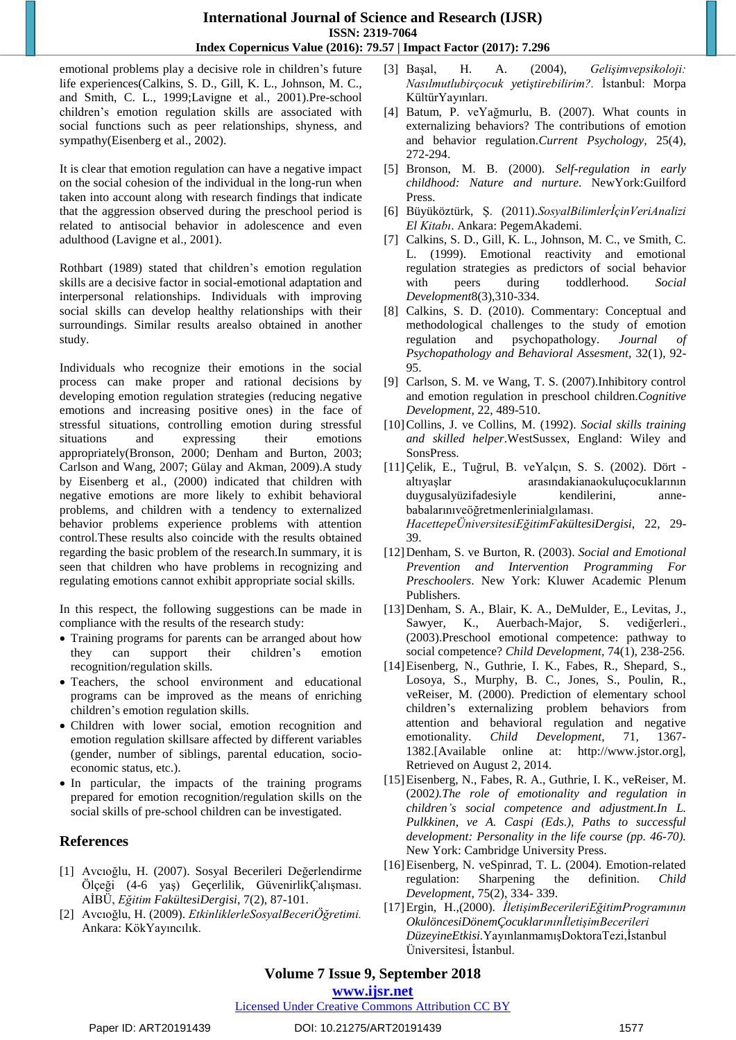emotional problems play a decisive role in children's future life experiences(Calkins, S. D., Gill, K. L., Johnson, M. C., and Smith, C. L., 1999;Lavigne et al., 2001).Pre-school children's emotion regulation skills are associated with social functions such as peer relationships, shyness, and sympathy(Eisenberg et al., 2002).

It is clear that emotion regulation can have a negative impact on the social cohesion of the individual in the long-run when taken into account along with research findings that indicate that the aggression observed during the preschool period is related to antisocial behavior in adolescence and even adulthood (Lavigne et al., 2001).

Rothbart (1989) stated that children's emotion regulation skills are a decisive factor in social-emotional adaptation and interpersonal relationships. Individuals with improving social skills can develop healthy relationships with their surroundings. Similar results arealso obtained in another study.

Individuals who recognize their emotions in the social process can make proper and rational decisions by developing emotion regulation strategies (reducing negative emotions and increasing positive ones) in the face of stressful situations, controlling emotion during stressful situations and expressing their emotions appropriately(Bronson, 2000; Denham and Burton, 2003; Carlson and Wang, 2007; Gülay and Akman, 2009).A study by Eisenberg et al., (2000) indicated that children with negative emotions are more likely to exhibit behavioral problems, and children with a tendency to externalized behavior problems experience problems with attention control.These results also coincide with the results obtained regarding the basic problem of the research.In summary, it is seen that children who have problems in recognizing and regulating emotions cannot exhibit appropriate social skills.

In this respect, the following suggestions can be made in compliance with the results of the research study:

- Training programs for parents can be arranged about how they can support their children's emotion recognition/regulation skills.
- Teachers, the school environment and educational programs can be improved as the means of enriching children's emotion regulation skills.
- Children with lower social, emotion recognition and emotion regulation skillsare affected by different variables (gender, number of siblings, parental education, socio-economic status, etc.).
- In particular, the impacts of the training programs prepared for emotion recognition/regulation skills on the social skills of pre-school children can be investigated.

## References

[1] Avcıoğlu, H. (2007). Sosyal Becerileri Değerlendirme Ölçeği (4-6 yaş) Geçerlilik, GüvenirlikÇalışması. AİBÜ, *Eğitim FakültesiDergisi*, 7(2), 87-101.

[2] Avcıoğlu, H. (2009). *EtkinliklerleSosyalBeceriÖğretimi*. Ankara: KökYayıncılık.

[3] Başal, H. A. (2004), *Gelişimvepsikoloji: Nasılmutlubirçocuk yetiştirebilirim?*. İstanbul: Morpa KültürYayınları.

[4] Batum, P. veYağmurlu, B. (2007). What counts in externalizing behaviors? The contributions of emotion and behavior regulation.*Current Psychology*, 25(4), 272-294.

[5] Bronson, M. B. (2000). *Self-regulation in early childhood: Nature and nurture*. NewYork:Guilford Press.

[6] Büyüköztürk, Ş. (2011).*SosyalBilimlerİçinVeriAnalizi El Kitabı*. Ankara: PegemAkademi.

[7] Calkins, S. D., Gill, K. L., Johnson, M. C., ve Smith, C. L. (1999). Emotional reactivity and emotional regulation strategies as predictors of social behavior with peers during toddlerhood. *Social Development*8(3),310-334.

[8] Calkins, S. D. (2010). Commentary: Conceptual and methodological challenges to the study of emotion regulation and psychopathology. *Journal of Psychopathology and Behavioral Assesment*, 32(1), 92-95.

[9] Carlson, S. M. ve Wang, T. S. (2007).Inhibitory control and emotion regulation in preschool children.*Cognitive Development*, 22, 489-510.

[10] Collins, J. ve Collins, M. (1992). *Social skills training and skilled helper*.WestSussex, England: Wiley and SonsPress.

[11] Çelik, E., Tuğrul, B. veYalçın, S. S. (2002). Dört - altıyaşlar arasındakianaokuluçocuklarının duygusalyüzifadesiyle kendilerini, anne-babalarınıveöğretmenlerinialgılaması. *HacettepeÜniversitesiEğitimFakültesiDergisi*, 22, 29-39.

[12] Denham, S. ve Burton, R. (2003). *Social and Emotional Prevention and Intervention Programming For Preschoolers*. New York: Kluwer Academic Plenum Publishers.

[13] Denham, S. A., Blair, K. A., DeMulder, E., Levitas, J., Sawyer, K., Auerbach-Major, S. vediğerleri., (2003).Preschool emotional competence: pathway to social competence? *Child Development*, 74(1), 238-256.

[14] Eisenberg, N., Guthrie, I. K., Fabes, R., Shepard, S., Losoya, S., Murphy, B. C., Jones, S., Poulin, R., veReiser, M. (2000). Prediction of elementary school children's externalizing problem behaviors from attention and behavioral regulation and negative emotionality. *Child Development*, 71, 1367-1382.[Available online at: http://www.jstor.org], Retrieved on August 2, 2014.

[15] Eisenberg, N., Fabes, R. A., Guthrie, I. K., veReiser, M. (2002*).The role of emotionality and regulation in children's social competence and adjustment.In L. Pulkkinen, ve A. Caspi (Eds.), Paths to successful development: Personality in the life course (pp. 46-70).* New York: Cambridge University Press.

[16] Eisenberg, N. veSpinrad, T. L. (2004). Emotion-related regulation: Sharpening the definition. *Child Development*, 75(2), 334- 339.

[17] Ergin, H.,(2000). *İletişimBecerileriEğitimProgramının OkulöncesiDönemÇocuklarınınİletişimBecerileri DüzeyineEtkisi*.YayınlanmamışDoktoraTezi,İstanbul Üniversitesi, İstanbul.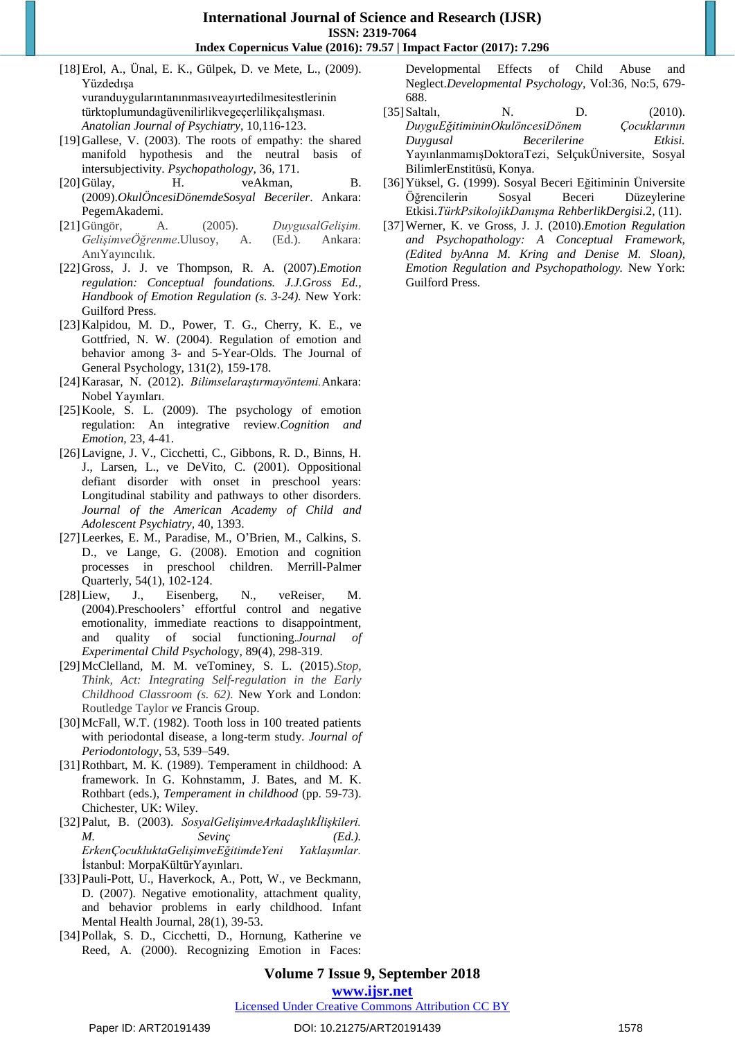[18] Erol, A., Ünal, E. K., Gülpek, D. ve Mete, L., (2009). Yüzdedışa vuranduygularıntanınmasıveayırtedilmesitestlerinin türktoplumundagüvenilirlikvegeçerlilikçalışması. *Anatolian Journal of Psychiatry*, 10,116-123.

[19] Gallese, V. (2003). The roots of empathy: the shared manifold hypothesis and the neutral basis of intersubjectivity. *Psychopathology*, 36, 171.

[20] Gülay, H. veAkman, B. (2009).*OkulÖncesiDönemdeSosyal Beceriler*. Ankara: PegemAkademi.

[21] Güngör, A. (2005). *DuygusalGelişim. GelişimveÖğrenme*.Ulusoy, A. (Ed.). Ankara: AnıYayıncılık.

[22] Gross, J. J. ve Thompson, R. A. (2007).*Emotion regulation: Conceptual foundations. J.J.Gross Ed., Handbook of Emotion Regulation (s. 3-24).* New York: Guilford Press.

[23] Kalpidou, M. D., Power, T. G., Cherry, K. E., ve Gottfried, N. W. (2004). Regulation of emotion and behavior among 3- and 5-Year-Olds. The Journal of General Psychology, 131(2), 159-178.

[24] Karasar, N. (2012). *Bilimselaraştırmayöntemi.*Ankara: Nobel Yayınları.

[25] Koole, S. L. (2009). The psychology of emotion regulation: An integrative review.*Cognition and Emotion*, 23, 4-41.

[26] Lavigne, J. V., Cicchetti, C., Gibbons, R. D., Binns, H. J., Larsen, L., ve DeVito, C. (2001). Oppositional defiant disorder with onset in preschool years: Longitudinal stability and pathways to other disorders. *Journal of the American Academy of Child and Adolescent Psychiatry*, 40, 1393.

[27] Leerkes, E. M., Paradise, M., O'Brien, M., Calkins, S. D., ve Lange, G. (2008). Emotion and cognition processes in preschool children. Merrill-Palmer Quarterly, 54(1), 102-124.

[28] Liew, J., Eisenberg, N., veReiser, M. (2004).Preschoolers' effortful control and negative emotionality, immediate reactions to disappointment, and quality of social functioning.*Journal of Experimental Child Psychology*, 89(4), 298-319.

[29] McClelland, M. M. veTominey, S. L. (2015).*Stop, Think, Act: Integrating Self-regulation in the Early Childhood Classroom (s. 62).* New York and London: Routledge Taylor *ve* Francis Group.

[30] McFall, W.T. (1982). Tooth loss in 100 treated patients with periodontal disease, a long-term study. *Journal of Periodontology*, 53, 539–549.

[31] Rothbart, M. K. (1989). Temperament in childhood: A framework. In G. Kohnstamm, J. Bates, and M. K. Rothbart (eds.), *Temperament in childhood* (pp. 59-73). Chichester, UK: Wiley.

[32] Palut, B. (2003). *SosyalGelişimveArkadaşlıkİlişkileri. M. Sevinç (Ed.). ErkenÇocukluktaGelişimveEğitimdeYeni Yaklaşımlar.* İstanbul: MorpaKültürYayınları.

[33] Pauli-Pott, U., Haverkock, A., Pott, W., ve Beckmann, D. (2007). Negative emotionality, attachment quality, and behavior problems in early childhood. Infant Mental Health Journal, 28(1), 39-53.

[34] Pollak, S. D., Cicchetti, D., Hornung, Katherine ve Reed, A. (2000). Recognizing Emotion in Faces: Developmental Effects of Child Abuse and Neglect.*Developmental Psychology*, Vol:36, No:5, 679-688.

[35] Saltalı, N. D. (2010). *DuyguEğitimininOkulöncesiDönem Çocuklarının Duygusal Becerilerine Etkisi.* YayınlanmamışDoktoraTezi, SelçukÜniversite, Sosyal BilimlerEnstitüsü, Konya.

[36] Yüksel, G. (1999). Sosyal Beceri Eğitiminin Üniversite Öğrencilerin Sosyal Beceri Düzeylerine Etkisi.*TürkPsikolojikDanışma RehberlikDergisi*.2, (11).

[37] Werner, K. ve Gross, J. J. (2010).*Emotion Regulation and Psychopathology: A Conceptual Framework, (Edited byAnna M. Kring and Denise M. Sloan), Emotion Regulation and Psychopathology.* New York: Guilford Press.